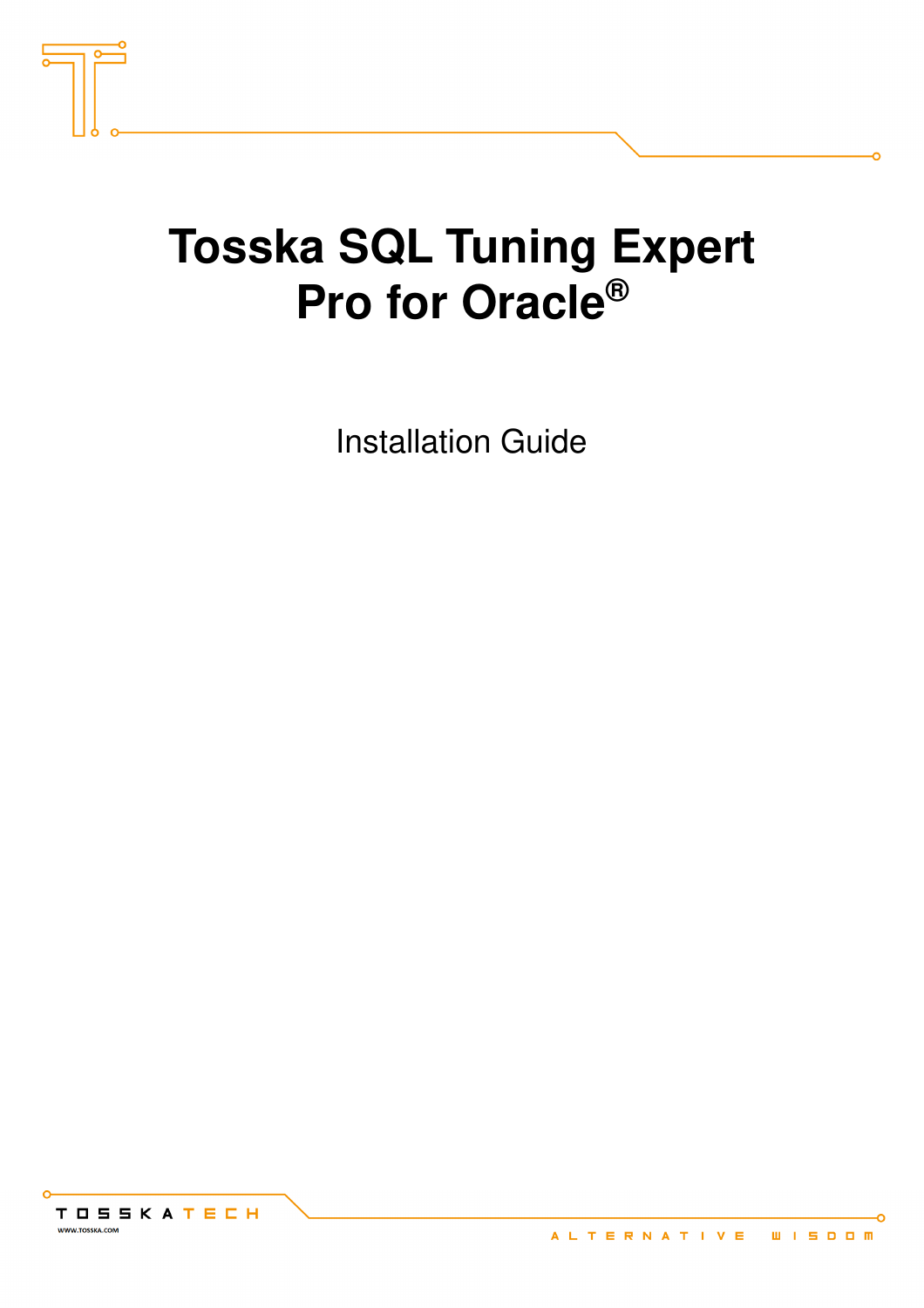# Tosska SQL Tuning Expert Pro for Oracle®

Installation Guide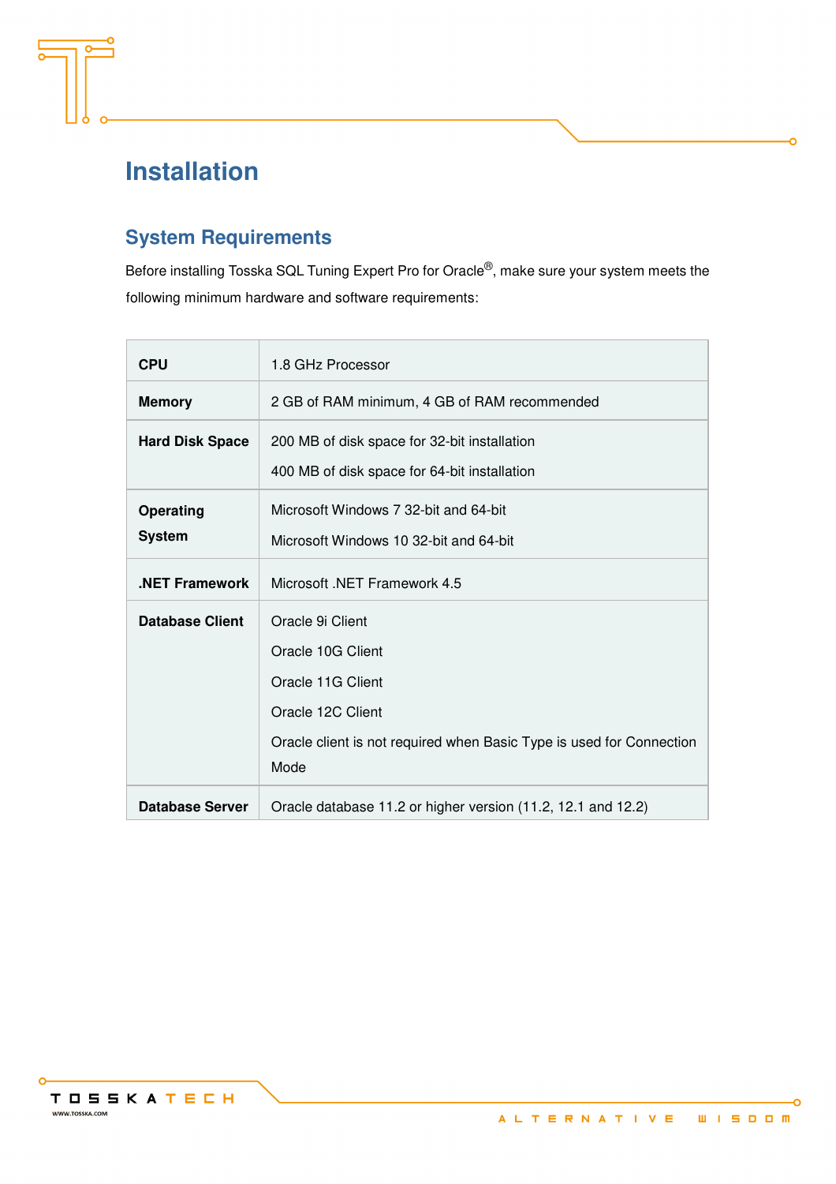# Installation

## System Requirements

Before installing Tosska SQL Tuning Expert Pro for Oracle®, make sure your system meets the following minimum hardware and software requirements:

| | |
|---|---|
| **CPU** | 1.8 GHz Processor |
| **Memory** | 2 GB of RAM minimum, 4 GB of RAM recommended |
| **Hard Disk Space** | 200 MB of disk space for 32-bit installation<br>400 MB of disk space for 64-bit installation |
| **Operating System** | Microsoft Windows 7 32-bit and 64-bit<br>Microsoft Windows 10 32-bit and 64-bit |
| **.NET Framework** | Microsoft .NET Framework 4.5 |
| **Database Client** | Oracle 9i Client<br>Oracle 10G Client<br>Oracle 11G Client<br>Oracle 12C Client<br>Oracle client is not required when Basic Type is used for Connection Mode |
| **Database Server** | Oracle database 11.2 or higher version (11.2, 12.1 and 12.2) |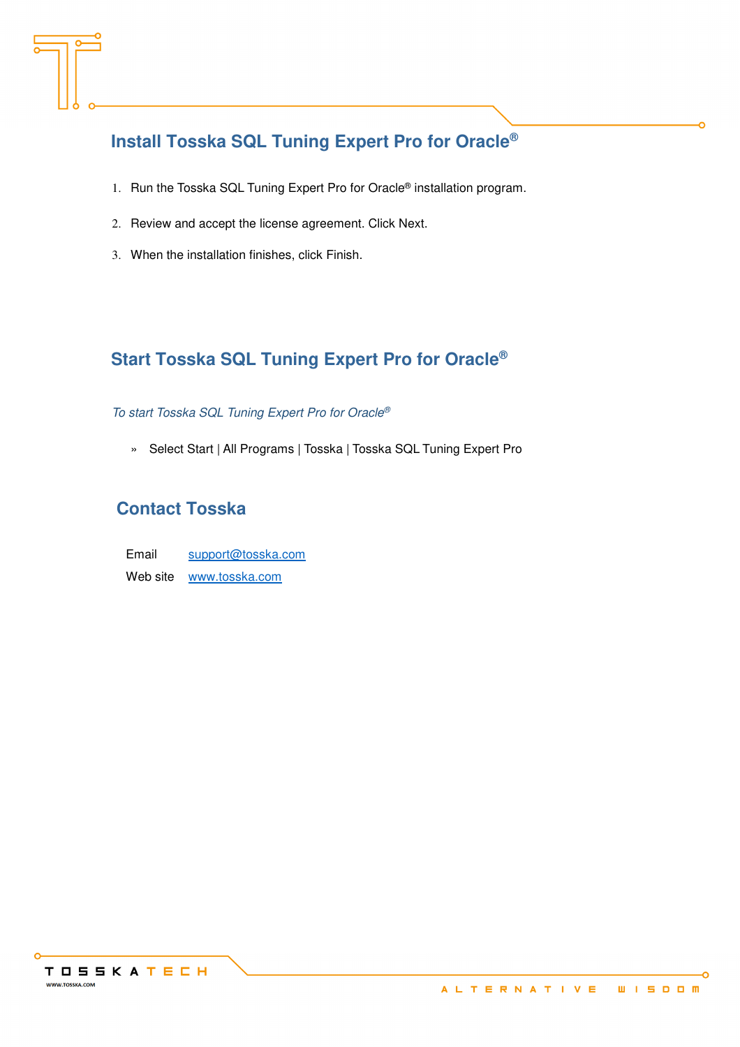## Install Tosska SQL Tuning Expert Pro for Oracle®

1. Run the Tosska SQL Tuning Expert Pro for Oracle® installation program.
2. Review and accept the license agreement. Click Next.
3. When the installation finishes, click Finish.

## Start Tosska SQL Tuning Expert Pro for Oracle®

*To start Tosska SQL Tuning Expert Pro for Oracle®*

» Select Start | All Programs | Tosska | Tosska SQL Tuning Expert Pro

## Contact Tosska

| | |
|---|---|
| Email | support@tosska.com |
| Web site | www.tosska.com |